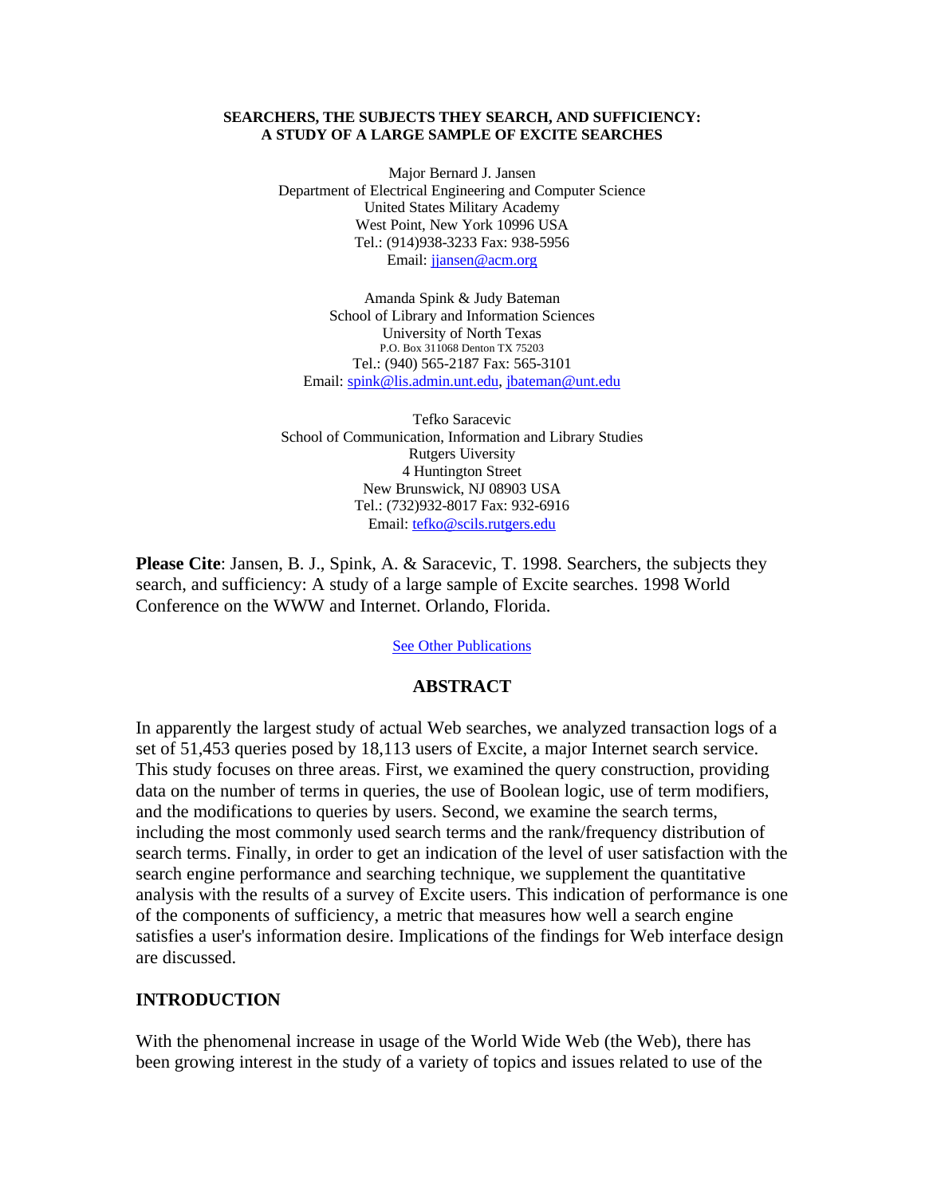# SEARCHERS, THE SUBJECTS THEY SEARCH, AND SUFFICIENCY: A STUDY OF A LARGE SAMPLE OF EXCITE SEARCHES

Major Bernard J. Jansen
Department of Electrical Engineering and Computer Science
United States Military Academy
West Point, New York 10996 USA
Tel.: (914)938-3233 Fax: 938-5956
Email: jjansen@acm.org

Amanda Spink & Judy Bateman
School of Library and Information Sciences
University of North Texas
P.O. Box 311068 Denton TX 75203
Tel.: (940) 565-2187 Fax: 565-3101
Email: spink@lis.admin.unt.edu, jbateman@unt.edu

Tefko Saracevic
School of Communication, Information and Library Studies
Rutgers Uiversity
4 Huntington Street
New Brunswick, NJ 08903 USA
Tel.: (732)932-8017 Fax: 932-6916
Email: tefko@scils.rutgers.edu

**Please Cite**: Jansen, B. J., Spink, A. & Saracevic, T. 1998. Searchers, the subjects they search, and sufficiency: A study of a large sample of Excite searches. 1998 World Conference on the WWW and Internet. Orlando, Florida.

See Other Publications

## ABSTRACT

In apparently the largest study of actual Web searches, we analyzed transaction logs of a set of 51,453 queries posed by 18,113 users of Excite, a major Internet search service. This study focuses on three areas. First, we examined the query construction, providing data on the number of terms in queries, the use of Boolean logic, use of term modifiers, and the modifications to queries by users. Second, we examine the search terms, including the most commonly used search terms and the rank/frequency distribution of search terms. Finally, in order to get an indication of the level of user satisfaction with the search engine performance and searching technique, we supplement the quantitative analysis with the results of a survey of Excite users. This indication of performance is one of the components of sufficiency, a metric that measures how well a search engine satisfies a user's information desire. Implications of the findings for Web interface design are discussed.

## INTRODUCTION

With the phenomenal increase in usage of the World Wide Web (the Web), there has been growing interest in the study of a variety of topics and issues related to use of the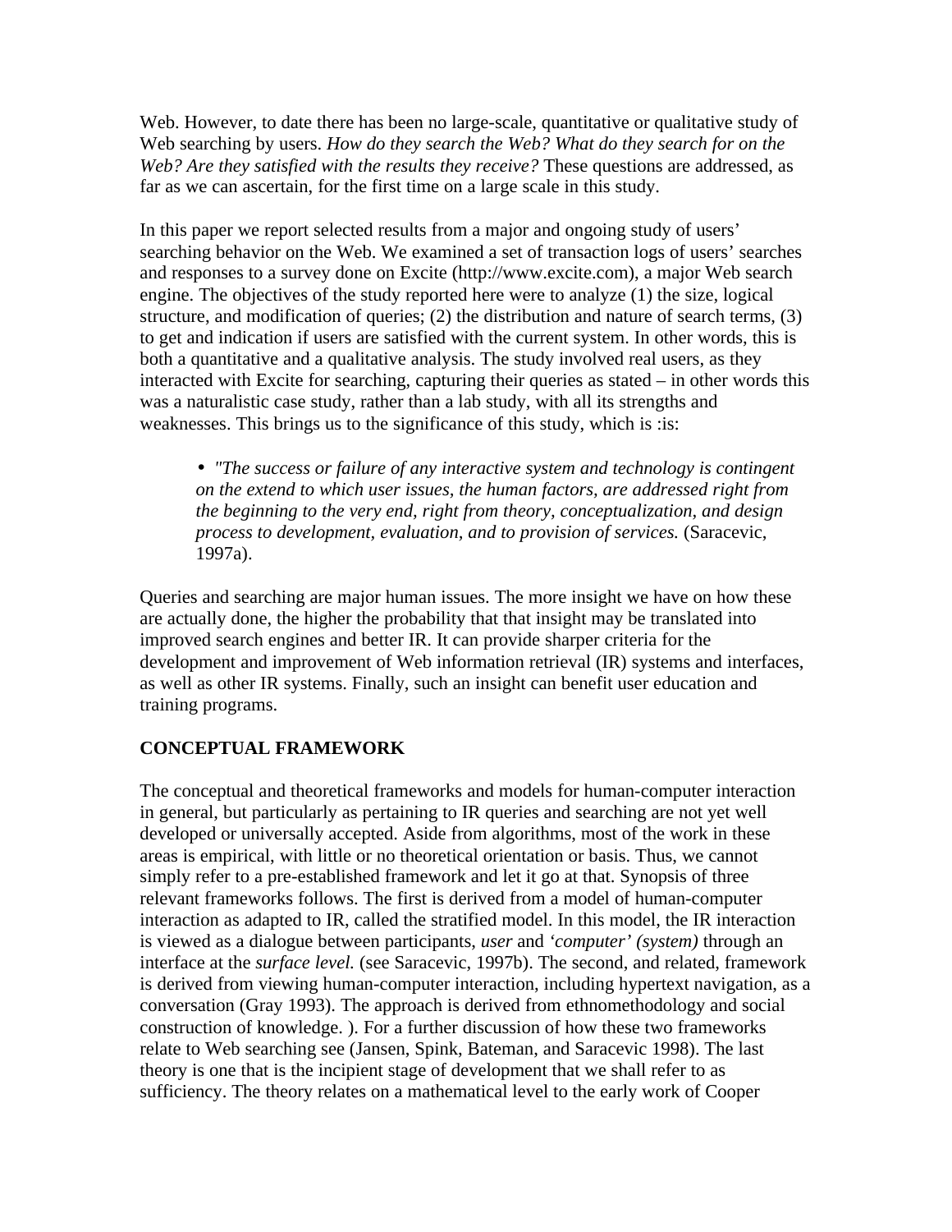Web. However, to date there has been no large-scale, quantitative or qualitative study of Web searching by users. *How do they search the Web? What do they search for on the Web? Are they satisfied with the results they receive?* These questions are addressed, as far as we can ascertain, for the first time on a large scale in this study.

In this paper we report selected results from a major and ongoing study of users' searching behavior on the Web. We examined a set of transaction logs of users' searches and responses to a survey done on Excite (http://www.excite.com), a major Web search engine. The objectives of the study reported here were to analyze (1) the size, logical structure, and modification of queries; (2) the distribution and nature of search terms, (3) to get and indication if users are satisfied with the current system. In other words, this is both a quantitative and a qualitative analysis. The study involved real users, as they interacted with Excite for searching, capturing their queries as stated – in other words this was a naturalistic case study, rather than a lab study, with all its strengths and weaknesses. This brings us to the significance of this study, which is :is:

- *"The success or failure of any interactive system and technology is contingent on the extend to which user issues, the human factors, are addressed right from the beginning to the very end, right from theory, conceptualization, and design process to development, evaluation, and to provision of services.* (Saracevic, 1997a).

Queries and searching are major human issues. The more insight we have on how these are actually done, the higher the probability that that insight may be translated into improved search engines and better IR. It can provide sharper criteria for the development and improvement of Web information retrieval (IR) systems and interfaces, as well as other IR systems. Finally, such an insight can benefit user education and training programs.

## CONCEPTUAL FRAMEWORK

The conceptual and theoretical frameworks and models for human-computer interaction in general, but particularly as pertaining to IR queries and searching are not yet well developed or universally accepted. Aside from algorithms, most of the work in these areas is empirical, with little or no theoretical orientation or basis. Thus, we cannot simply refer to a pre-established framework and let it go at that. Synopsis of three relevant frameworks follows. The first is derived from a model of human-computer interaction as adapted to IR, called the stratified model. In this model, the IR interaction is viewed as a dialogue between participants, *user* and *'computer' (system)* through an interface at the *surface level.* (see Saracevic, 1997b). The second, and related, framework is derived from viewing human-computer interaction, including hypertext navigation, as a conversation (Gray 1993). The approach is derived from ethnomethodology and social construction of knowledge. ). For a further discussion of how these two frameworks relate to Web searching see (Jansen, Spink, Bateman, and Saracevic 1998). The last theory is one that is the incipient stage of development that we shall refer to as sufficiency. The theory relates on a mathematical level to the early work of Cooper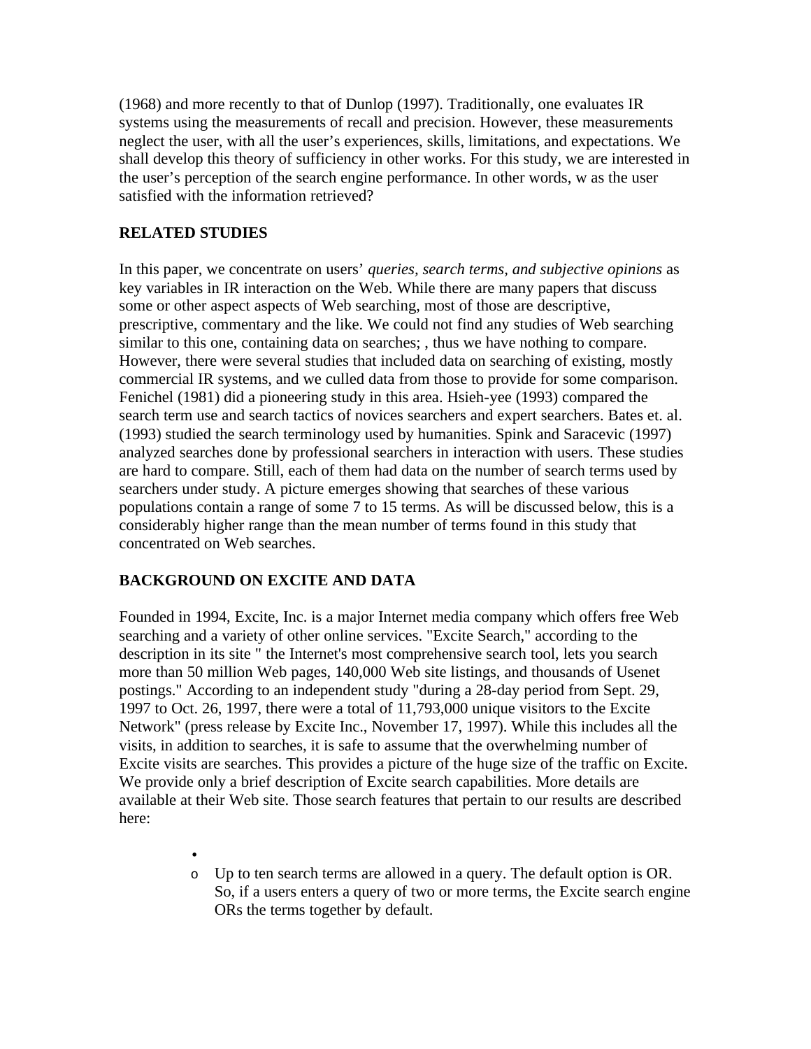(1968) and more recently to that of Dunlop (1997). Traditionally, one evaluates IR systems using the measurements of recall and precision. However, these measurements neglect the user, with all the user's experiences, skills, limitations, and expectations. We shall develop this theory of sufficiency in other works. For this study, we are interested in the user's perception of the search engine performance. In other words, w as the user satisfied with the information retrieved?

**RELATED STUDIES**

In this paper, we concentrate on users' *queries, search terms, and subjective opinions* as key variables in IR interaction on the Web. While there are many papers that discuss some or other aspect aspects of Web searching, most of those are descriptive, prescriptive, commentary and the like. We could not find any studies of Web searching similar to this one, containing data on searches; , thus we have nothing to compare. However, there were several studies that included data on searching of existing, mostly commercial IR systems, and we culled data from those to provide for some comparison. Fenichel (1981) did a pioneering study in this area. Hsieh-yee (1993) compared the search term use and search tactics of novices searchers and expert searchers. Bates et. al. (1993) studied the search terminology used by humanities. Spink and Saracevic (1997) analyzed searches done by professional searchers in interaction with users. These studies are hard to compare. Still, each of them had data on the number of search terms used by searchers under study. A picture emerges showing that searches of these various populations contain a range of some 7 to 15 terms. As will be discussed below, this is a considerably higher range than the mean number of terms found in this study that concentrated on Web searches.

**BACKGROUND ON EXCITE AND DATA**

Founded in 1994, Excite, Inc. is a major Internet media company which offers free Web searching and a variety of other online services. "Excite Search," according to the description in its site " the Internet's most comprehensive search tool, lets you search more than 50 million Web pages, 140,000 Web site listings, and thousands of Usenet postings." According to an independent study "during a 28-day period from Sept. 29, 1997 to Oct. 26, 1997, there were a total of 11,793,000 unique visitors to the Excite Network" (press release by Excite Inc., November 17, 1997). While this includes all the visits, in addition to searches, it is safe to assume that the overwhelming number of Excite visits are searches. This provides a picture of the huge size of the traffic on Excite. We provide only a brief description of Excite search capabilities. More details are available at their Web site. Those search features that pertain to our results are described here:

-
    - Up to ten search terms are allowed in a query. The default option is OR. So, if a users enters a query of two or more terms, the Excite search engine ORs the terms together by default.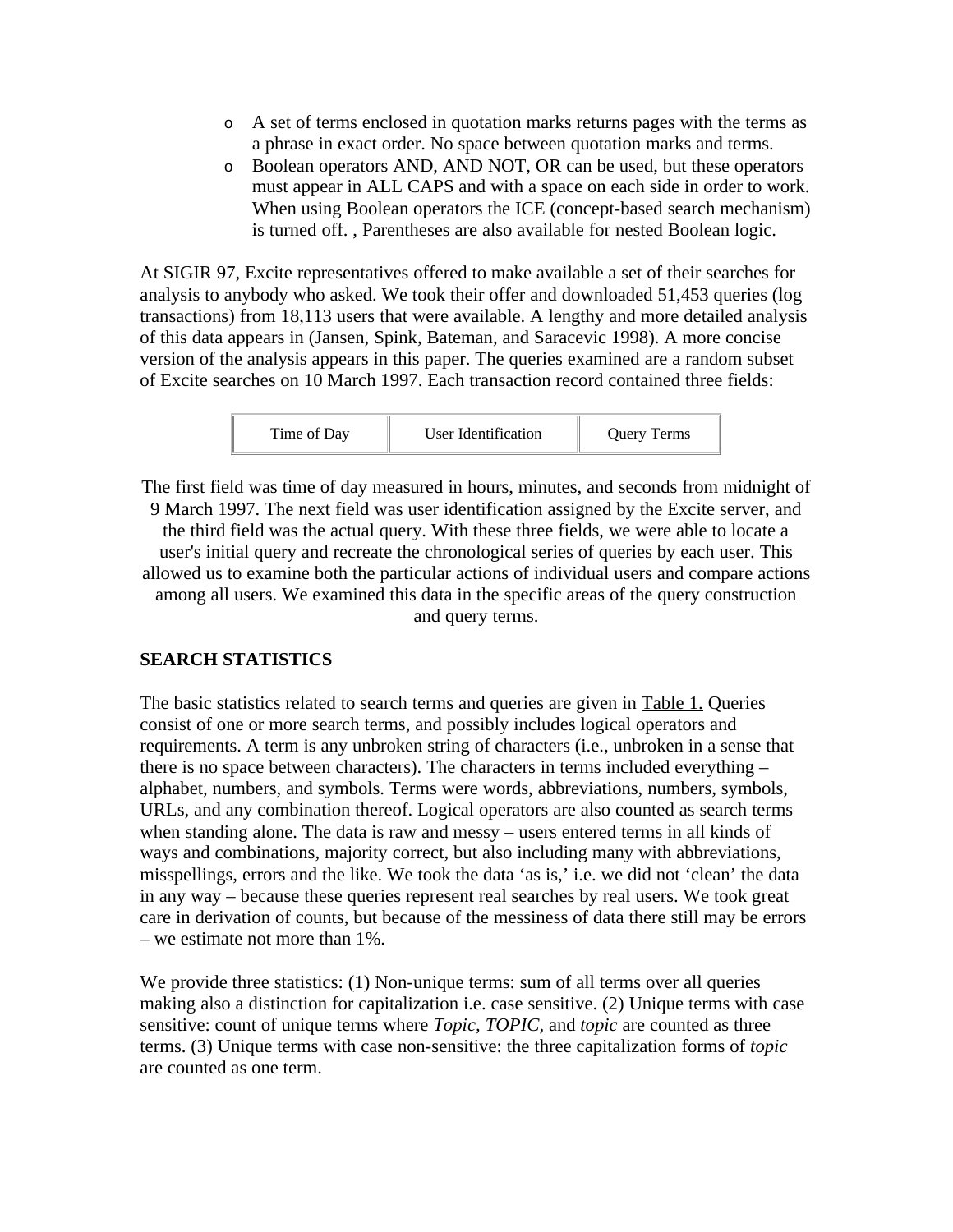- A set of terms enclosed in quotation marks returns pages with the terms as a phrase in exact order. No space between quotation marks and terms.
- Boolean operators AND, AND NOT, OR can be used, but these operators must appear in ALL CAPS and with a space on each side in order to work. When using Boolean operators the ICE (concept-based search mechanism) is turned off. , Parentheses are also available for nested Boolean logic.

At SIGIR 97, Excite representatives offered to make available a set of their searches for analysis to anybody who asked. We took their offer and downloaded 51,453 queries (log transactions) from 18,113 users that were available. A lengthy and more detailed analysis of this data appears in (Jansen, Spink, Bateman, and Saracevic 1998). A more concise version of the analysis appears in this paper. The queries examined are a random subset of Excite searches on 10 March 1997. Each transaction record contained three fields:

| Time of Day | User Identification | Query Terms |
|---|---|---|

The first field was time of day measured in hours, minutes, and seconds from midnight of 9 March 1997. The next field was user identification assigned by the Excite server, and the third field was the actual query. With these three fields, we were able to locate a user's initial query and recreate the chronological series of queries by each user. This allowed us to examine both the particular actions of individual users and compare actions among all users. We examined this data in the specific areas of the query construction and query terms.

## SEARCH STATISTICS

The basic statistics related to search terms and queries are given in Table 1. Queries consist of one or more search terms, and possibly includes logical operators and requirements. A term is any unbroken string of characters (i.e., unbroken in a sense that there is no space between characters). The characters in terms included everything – alphabet, numbers, and symbols. Terms were words, abbreviations, numbers, symbols, URLs, and any combination thereof. Logical operators are also counted as search terms when standing alone. The data is raw and messy – users entered terms in all kinds of ways and combinations, majority correct, but also including many with abbreviations, misspellings, errors and the like. We took the data 'as is,' i.e. we did not 'clean' the data in any way – because these queries represent real searches by real users. We took great care in derivation of counts, but because of the messiness of data there still may be errors – we estimate not more than 1%.

We provide three statistics: (1) Non-unique terms: sum of all terms over all queries making also a distinction for capitalization i.e. case sensitive. (2) Unique terms with case sensitive: count of unique terms where *Topic, TOPIC,* and *topic* are counted as three terms. (3) Unique terms with case non-sensitive: the three capitalization forms of *topic* are counted as one term.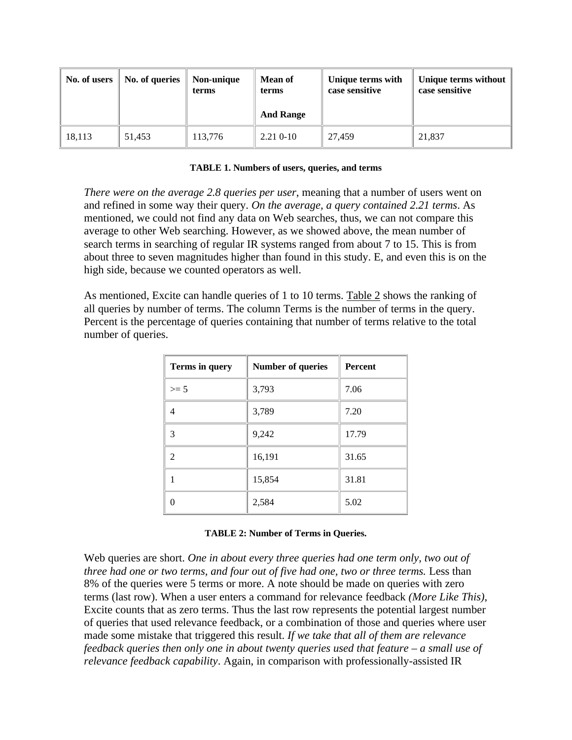| No. of users | No. of queries | Non-unique terms | Mean of terms<br><br>And Range | Unique terms with case sensitive | Unique terms without case sensitive |
|---|---|---|---|---|---|
| 18,113 | 51,453 | 113,776 | 2.21 0-10 | 27,459 | 21,837 |

**TABLE 1. Numbers of users, queries, and terms**

*There were on the average 2.8 queries per user*, meaning that a number of users went on and refined in some way their query. *On the average, a query contained 2.21 terms*. As mentioned, we could not find any data on Web searches, thus, we can not compare this average to other Web searching. However, as we showed above, the mean number of search terms in searching of regular IR systems ranged from about 7 to 15. This is from about three to seven magnitudes higher than found in this study. E, and even this is on the high side, because we counted operators as well.

As mentioned, Excite can handle queries of 1 to 10 terms. Table 2 shows the ranking of all queries by number of terms. The column Terms is the number of terms in the query. Percent is the percentage of queries containing that number of terms relative to the total number of queries.

| Terms in query | Number of queries | Percent |
|---|---|---|
| >= 5 | 3,793 | 7.06 |
| 4 | 3,789 | 7.20 |
| 3 | 9,242 | 17.79 |
| 2 | 16,191 | 31.65 |
| 1 | 15,854 | 31.81 |
| 0 | 2,584 | 5.02 |

**TABLE 2: Number of Terms in Queries.**

Web queries are short. *One in about every three queries had one term only, two out of three had one or two terms, and four out of five had one, two or three terms.* Less than 8% of the queries were 5 terms or more. A note should be made on queries with zero terms (last row). When a user enters a command for relevance feedback *(More Like This)*, Excite counts that as zero terms. Thus the last row represents the potential largest number of queries that used relevance feedback, or a combination of those and queries where user made some mistake that triggered this result. *If we take that all of them are relevance feedback queries then only one in about twenty queries used that feature – a small use of relevance feedback capability*. Again, in comparison with professionally-assisted IR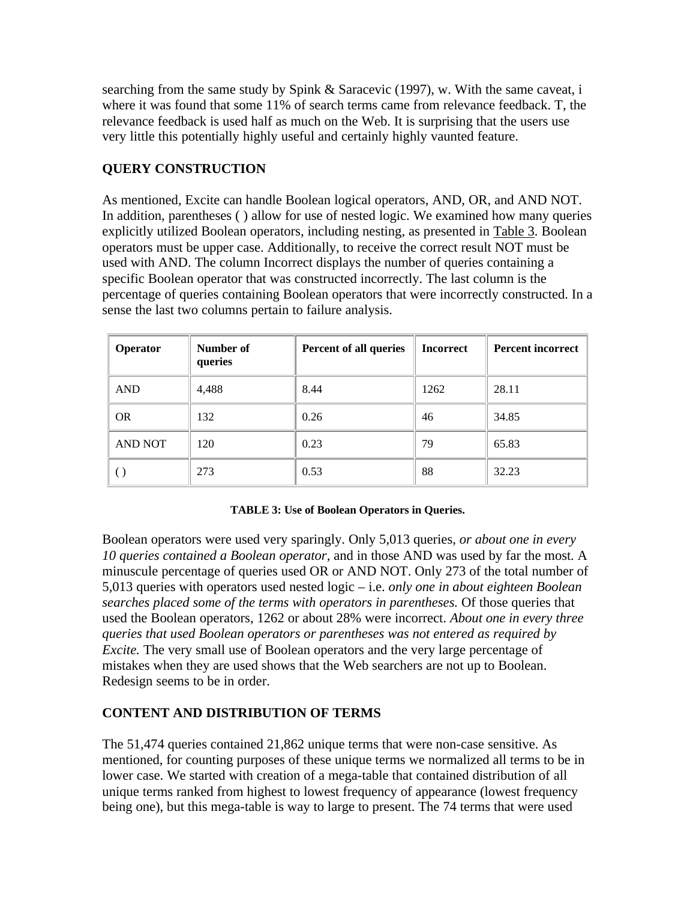searching from the same study by Spink & Saracevic (1997), w. With the same caveat, i where it was found that some 11% of search terms came from relevance feedback. T, the relevance feedback is used half as much on the Web. It is surprising that the users use very little this potentially highly useful and certainly highly vaunted feature.

## QUERY CONSTRUCTION

As mentioned, Excite can handle Boolean logical operators, AND, OR, and AND NOT. In addition, parentheses ( ) allow for use of nested logic. We examined how many queries explicitly utilized Boolean operators, including nesting, as presented in Table 3. Boolean operators must be upper case. Additionally, to receive the correct result NOT must be used with AND. The column Incorrect displays the number of queries containing a specific Boolean operator that was constructed incorrectly. The last column is the percentage of queries containing Boolean operators that were incorrectly constructed. In a sense the last two columns pertain to failure analysis.

| Operator | Number of queries | Percent of all queries | Incorrect | Percent incorrect |
|---|---|---|---|---|
| AND | 4,488 | 8.44 | 1262 | 28.11 |
| OR | 132 | 0.26 | 46 | 34.85 |
| AND NOT | 120 | 0.23 | 79 | 65.83 |
| ( ) | 273 | 0.53 | 88 | 32.23 |

**TABLE 3: Use of Boolean Operators in Queries.**

Boolean operators were used very sparingly. Only 5,013 queries, *or about one in every 10 queries contained a Boolean operator,* and in those AND was used by far the most. A minuscule percentage of queries used OR or AND NOT. Only 273 of the total number of 5,013 queries with operators used nested logic – i.e. *only one in about eighteen Boolean searches placed some of the terms with operators in parentheses.* Of those queries that used the Boolean operators, 1262 or about 28% were incorrect. *About one in every three queries that used Boolean operators or parentheses was not entered as required by Excite.* The very small use of Boolean operators and the very large percentage of mistakes when they are used shows that the Web searchers are not up to Boolean. Redesign seems to be in order.

## CONTENT AND DISTRIBUTION OF TERMS

The 51,474 queries contained 21,862 unique terms that were non-case sensitive. As mentioned, for counting purposes of these unique terms we normalized all terms to be in lower case. We started with creation of a mega-table that contained distribution of all unique terms ranked from highest to lowest frequency of appearance (lowest frequency being one), but this mega-table is way to large to present. The 74 terms that were used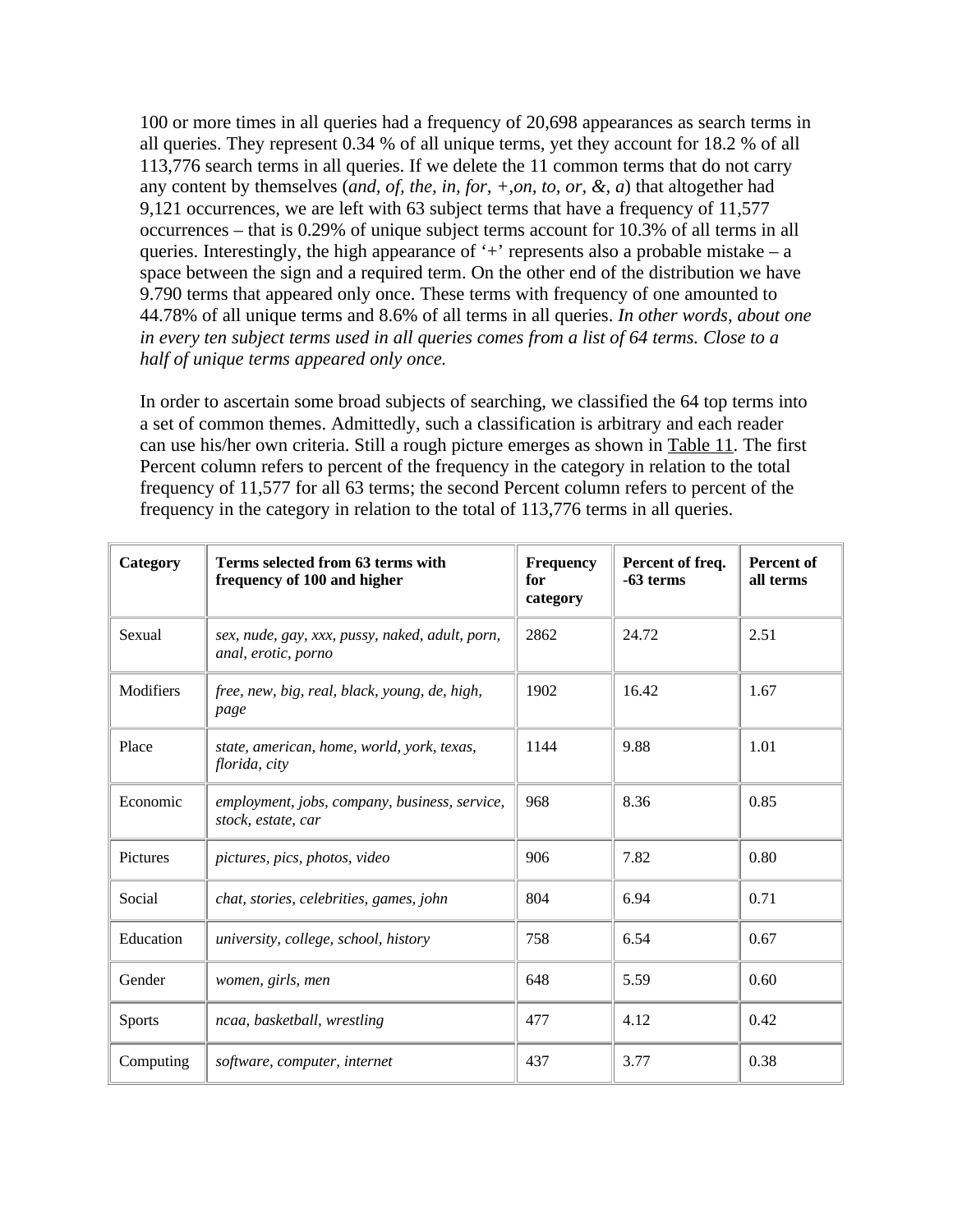100 or more times in all queries had a frequency of 20,698 appearances as search terms in all queries. They represent 0.34 % of all unique terms, yet they account for 18.2 % of all 113,776 search terms in all queries. If we delete the 11 common terms that do not carry any content by themselves (*and, of, the, in, for, +,on, to, or, &, a*) that altogether had 9,121 occurrences, we are left with 63 subject terms that have a frequency of 11,577 occurrences – that is 0.29% of unique subject terms account for 10.3% of all terms in all queries. Interestingly, the high appearance of '+' represents also a probable mistake – a space between the sign and a required term. On the other end of the distribution we have 9.790 terms that appeared only once. These terms with frequency of one amounted to 44.78% of all unique terms and 8.6% of all terms in all queries. *In other words, about one in every ten subject terms used in all queries comes from a list of 64 terms. Close to a half of unique terms appeared only once.*

In order to ascertain some broad subjects of searching, we classified the 64 top terms into a set of common themes. Admittedly, such a classification is arbitrary and each reader can use his/her own criteria. Still a rough picture emerges as shown in Table 11. The first Percent column refers to percent of the frequency in the category in relation to the total frequency of 11,577 for all 63 terms; the second Percent column refers to percent of the frequency in the category in relation to the total of 113,776 terms in all queries.

| Category | Terms selected from 63 terms with frequency of 100 and higher | Frequency for category | Percent of freq. -63 terms | Percent of all terms |
|---|---|---|---|---|
| Sexual | *sex, nude, gay, xxx, pussy, naked, adult, porn, anal, erotic, porno* | 2862 | 24.72 | 2.51 |
| Modifiers | *free, new, big, real, black, young, de, high, page* | 1902 | 16.42 | 1.67 |
| Place | *state, american, home, world, york, texas, florida, city* | 1144 | 9.88 | 1.01 |
| Economic | *employment, jobs, company, business, service, stock, estate, car* | 968 | 8.36 | 0.85 |
| Pictures | *pictures, pics, photos, video* | 906 | 7.82 | 0.80 |
| Social | *chat, stories, celebrities, games, john* | 804 | 6.94 | 0.71 |
| Education | *university, college, school, history* | 758 | 6.54 | 0.67 |
| Gender | *women, girls, men* | 648 | 5.59 | 0.60 |
| Sports | *ncaa, basketball, wrestling* | 477 | 4.12 | 0.42 |
| Computing | *software, computer, internet* | 437 | 3.77 | 0.38 |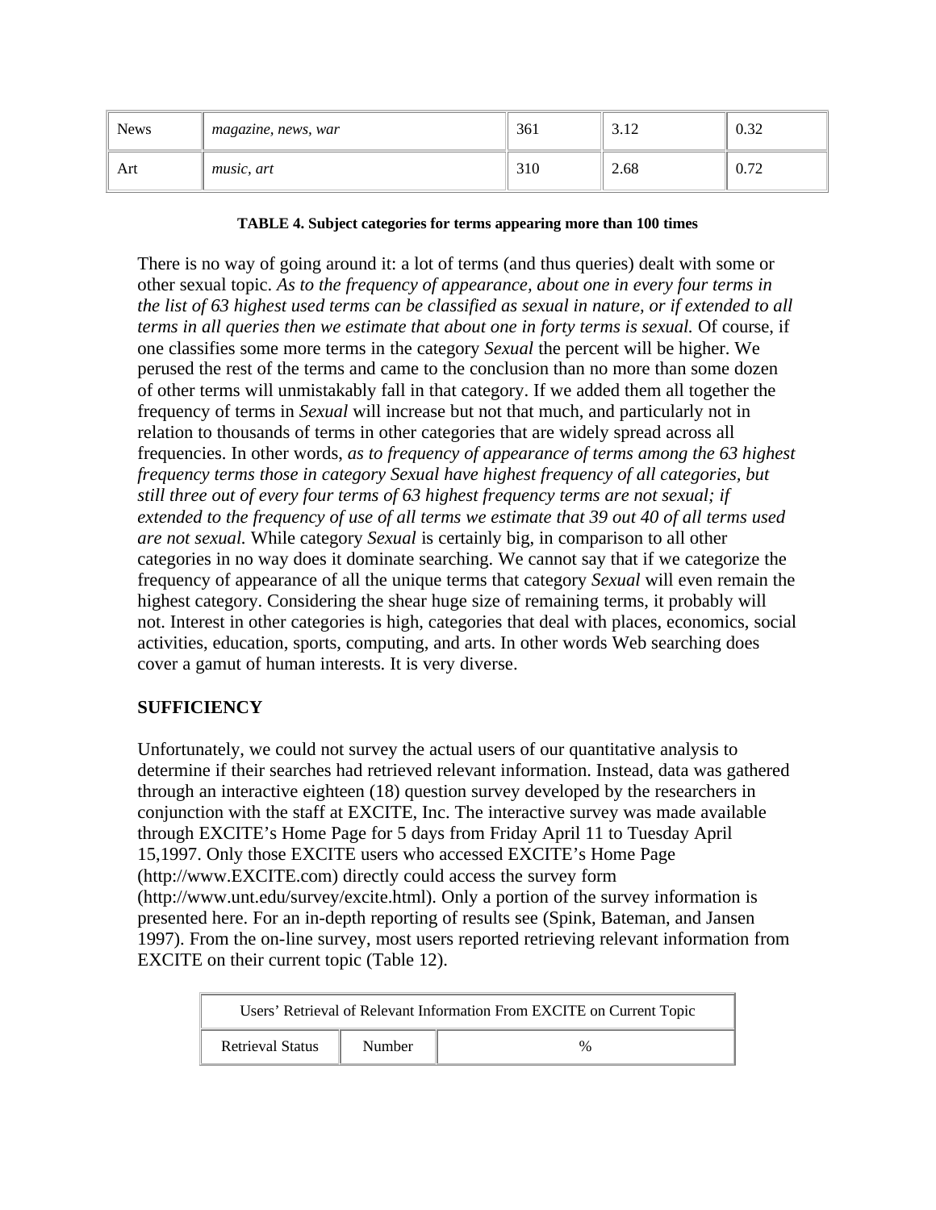| News | *magazine, news, war* | 361 | 3.12 | 0.32 |
|---|---|---|---|---|
| Art | *music, art* | 310 | 2.68 | 0.72 |

**TABLE 4. Subject categories for terms appearing more than 100 times**

There is no way of going around it: a lot of terms (and thus queries) dealt with some or other sexual topic. *As to the frequency of appearance, about one in every four terms in the list of 63 highest used terms can be classified as sexual in nature, or if extended to all terms in all queries then we estimate that about one in forty terms is sexual.* Of course, if one classifies some more terms in the category *Sexual* the percent will be higher. We perused the rest of the terms and came to the conclusion than no more than some dozen of other terms will unmistakably fall in that category. If we added them all together the frequency of terms in *Sexual* will increase but not that much, and particularly not in relation to thousands of terms in other categories that are widely spread across all frequencies. In other words, *as to frequency of appearance of terms among the 63 highest frequency terms those in category Sexual have highest frequency of all categories, but still three out of every four terms of 63 highest frequency terms are not sexual; if extended to the frequency of use of all terms we estimate that 39 out 40 of all terms used are not sexual.* While category *Sexual* is certainly big, in comparison to all other categories in no way does it dominate searching. We cannot say that if we categorize the frequency of appearance of all the unique terms that category *Sexual* will even remain the highest category. Considering the shear huge size of remaining terms, it probably will not. Interest in other categories is high, categories that deal with places, economics, social activities, education, sports, computing, and arts. In other words Web searching does cover a gamut of human interests. It is very diverse.

## SUFFICIENCY

Unfortunately, we could not survey the actual users of our quantitative analysis to determine if their searches had retrieved relevant information. Instead, data was gathered through an interactive eighteen (18) question survey developed by the researchers in conjunction with the staff at EXCITE, Inc. The interactive survey was made available through EXCITE's Home Page for 5 days from Friday April 11 to Tuesday April 15,1997. Only those EXCITE users who accessed EXCITE's Home Page (http://www.EXCITE.com) directly could access the survey form (http://www.unt.edu/survey/excite.html). Only a portion of the survey information is presented here. For an in-depth reporting of results see (Spink, Bateman, and Jansen 1997). From the on-line survey, most users reported retrieving relevant information from EXCITE on their current topic (Table 12).

| Users' Retrieval of Relevant Information From EXCITE on Current Topic | | |
|---|---|---|
| Retrieval Status | Number | % |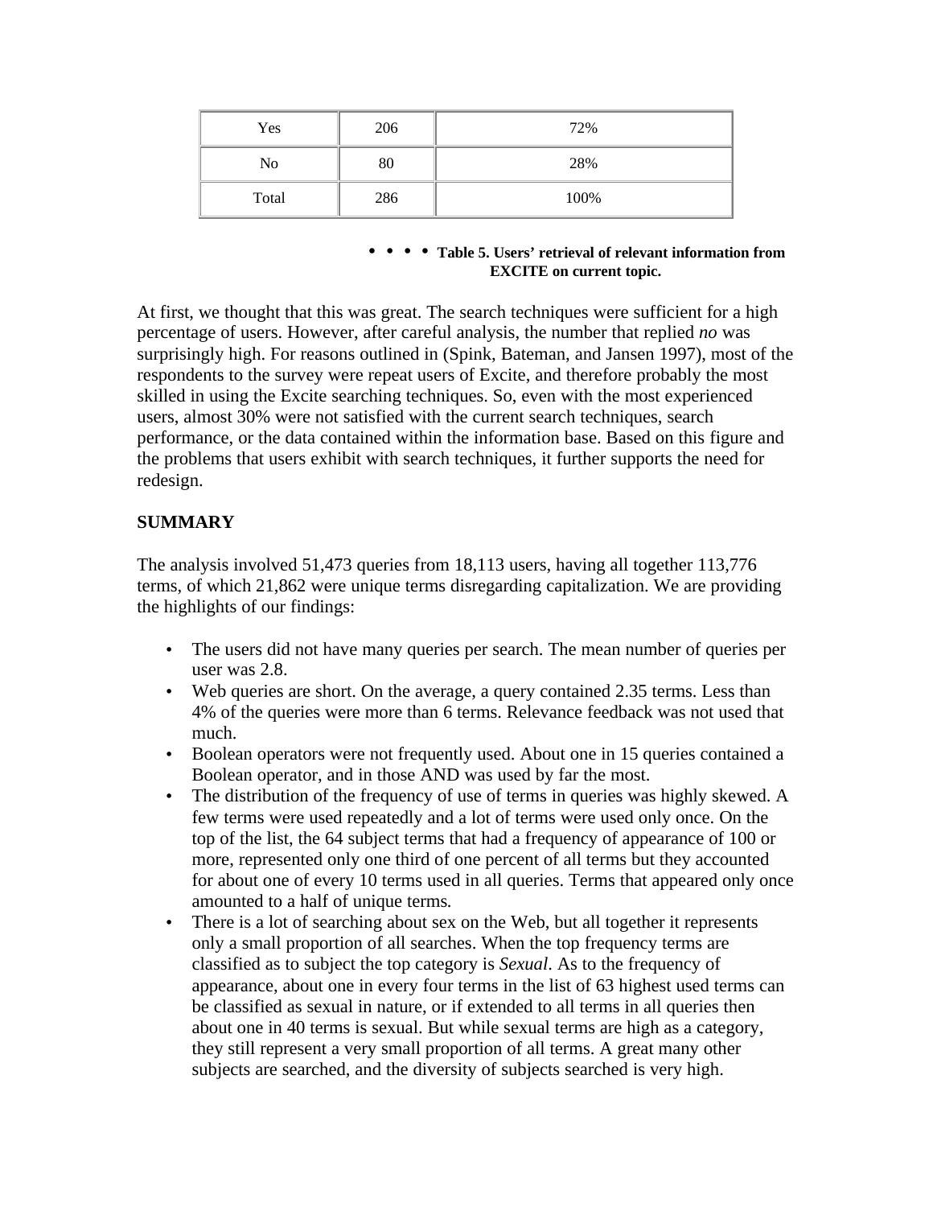| Yes | 206 | 72% |
| --- | --- | --- |
| No | 80 | 28% |
| Total | 286 | 100% |

**Table 5. Users' retrieval of relevant information from EXCITE on current topic.**

At first, we thought that this was great. The search techniques were sufficient for a high percentage of users. However, after careful analysis, the number that replied *no* was surprisingly high. For reasons outlined in (Spink, Bateman, and Jansen 1997), most of the respondents to the survey were repeat users of Excite, and therefore probably the most skilled in using the Excite searching techniques. So, even with the most experienced users, almost 30% were not satisfied with the current search techniques, search performance, or the data contained within the information base. Based on this figure and the problems that users exhibit with search techniques, it further supports the need for redesign.

**SUMMARY**

The analysis involved 51,473 queries from 18,113 users, having all together 113,776 terms, of which 21,862 were unique terms disregarding capitalization. We are providing the highlights of our findings:

- The users did not have many queries per search. The mean number of queries per user was 2.8.
- Web queries are short. On the average, a query contained 2.35 terms. Less than 4% of the queries were more than 6 terms. Relevance feedback was not used that much.
- Boolean operators were not frequently used. About one in 15 queries contained a Boolean operator, and in those AND was used by far the most.
- The distribution of the frequency of use of terms in queries was highly skewed. A few terms were used repeatedly and a lot of terms were used only once. On the top of the list, the 64 subject terms that had a frequency of appearance of 100 or more, represented only one third of one percent of all terms but they accounted for about one of every 10 terms used in all queries. Terms that appeared only once amounted to a half of unique terms.
- There is a lot of searching about sex on the Web, but all together it represents only a small proportion of all searches. When the top frequency terms are classified as to subject the top category is *Sexual*. As to the frequency of appearance, about one in every four terms in the list of 63 highest used terms can be classified as sexual in nature, or if extended to all terms in all queries then about one in 40 terms is sexual. But while sexual terms are high as a category, they still represent a very small proportion of all terms. A great many other subjects are searched, and the diversity of subjects searched is very high.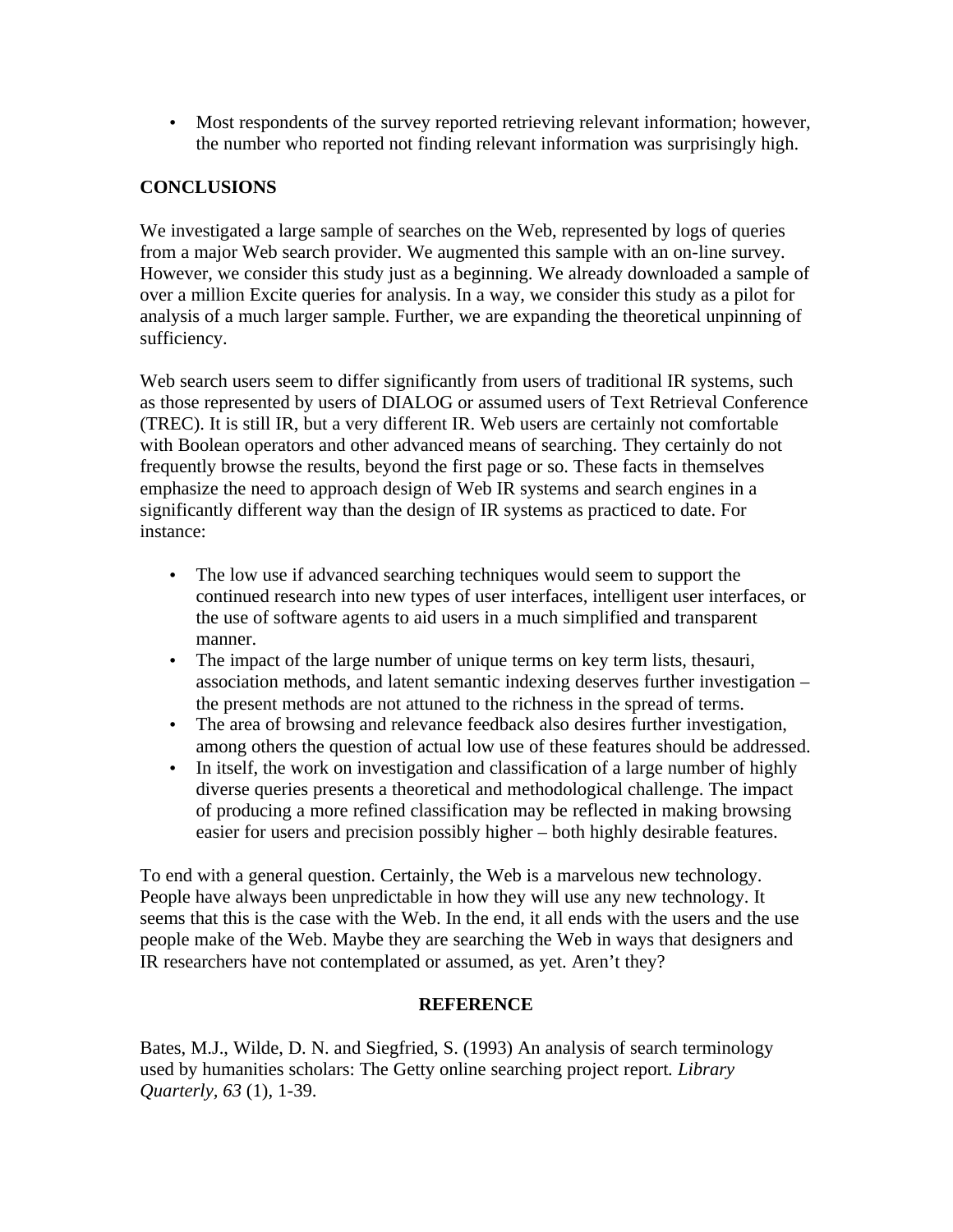- Most respondents of the survey reported retrieving relevant information; however, the number who reported not finding relevant information was surprisingly high.

## CONCLUSIONS

We investigated a large sample of searches on the Web, represented by logs of queries from a major Web search provider. We augmented this sample with an on-line survey. However, we consider this study just as a beginning. We already downloaded a sample of over a million Excite queries for analysis. In a way, we consider this study as a pilot for analysis of a much larger sample. Further, we are expanding the theoretical unpinning of sufficiency.

Web search users seem to differ significantly from users of traditional IR systems, such as those represented by users of DIALOG or assumed users of Text Retrieval Conference (TREC). It is still IR, but a very different IR. Web users are certainly not comfortable with Boolean operators and other advanced means of searching. They certainly do not frequently browse the results, beyond the first page or so. These facts in themselves emphasize the need to approach design of Web IR systems and search engines in a significantly different way than the design of IR systems as practiced to date. For instance:

- The low use if advanced searching techniques would seem to support the continued research into new types of user interfaces, intelligent user interfaces, or the use of software agents to aid users in a much simplified and transparent manner.
- The impact of the large number of unique terms on key term lists, thesauri, association methods, and latent semantic indexing deserves further investigation – the present methods are not attuned to the richness in the spread of terms.
- The area of browsing and relevance feedback also desires further investigation, among others the question of actual low use of these features should be addressed.
- In itself, the work on investigation and classification of a large number of highly diverse queries presents a theoretical and methodological challenge. The impact of producing a more refined classification may be reflected in making browsing easier for users and precision possibly higher – both highly desirable features.

To end with a general question. Certainly, the Web is a marvelous new technology. People have always been unpredictable in how they will use any new technology. It seems that this is the case with the Web. In the end, it all ends with the users and the use people make of the Web. Maybe they are searching the Web in ways that designers and IR researchers have not contemplated or assumed, as yet. Aren't they?

## REFERENCE

Bates, M.J., Wilde, D. N. and Siegfried, S. (1993) An analysis of search terminology used by humanities scholars: The Getty online searching project report. *Library Quarterly, 63* (1), 1-39.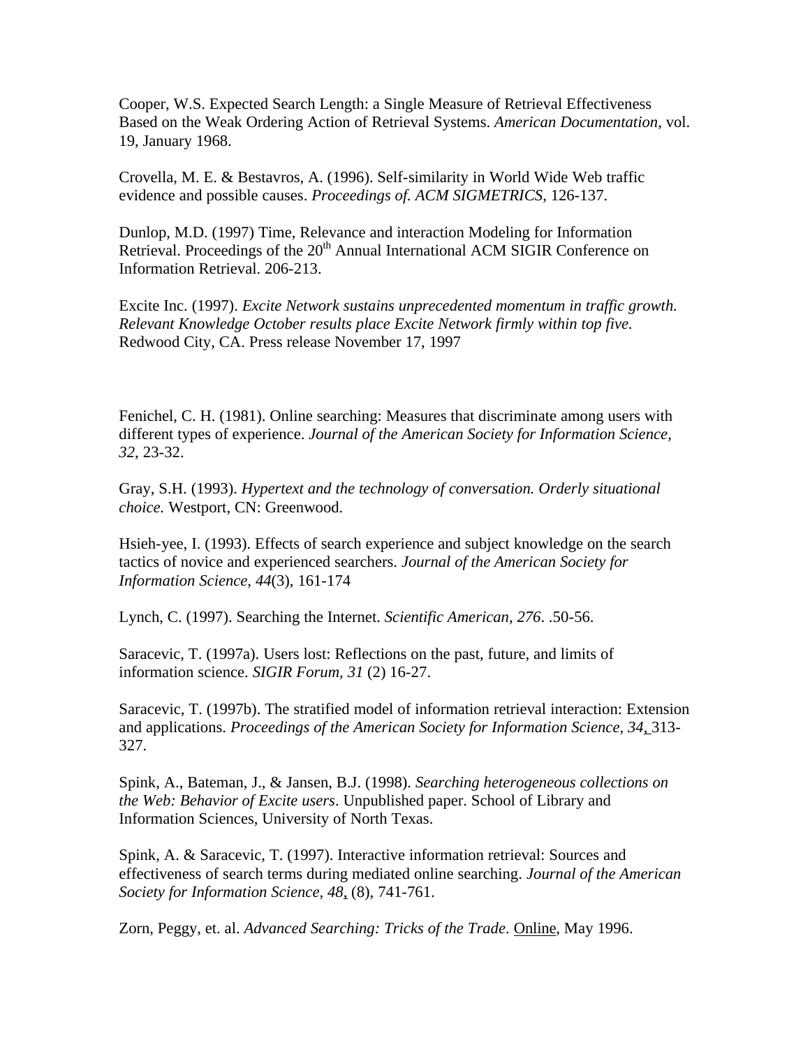Cooper, W.S. Expected Search Length: a Single Measure of Retrieval Effectiveness Based on the Weak Ordering Action of Retrieval Systems. *American Documentation*, vol. 19, January 1968.

Crovella, M. E. & Bestavros, A. (1996). Self-similarity in World Wide Web traffic evidence and possible causes. *Proceedings of. ACM SIGMETRICS*, 126-137.

Dunlop, M.D. (1997) Time, Relevance and interaction Modeling for Information Retrieval. Proceedings of the 20th Annual International ACM SIGIR Conference on Information Retrieval. 206-213.

Excite Inc. (1997). *Excite Network sustains unprecedented momentum in traffic growth. Relevant Knowledge October results place Excite Network firmly within top five.* Redwood City, CA. Press release November 17, 1997

Fenichel, C. H. (1981). Online searching: Measures that discriminate among users with different types of experience. *Journal of the American Society for Information Science, 32*, 23-32.

Gray, S.H. (1993). *Hypertext and the technology of conversation. Orderly situational choice.* Westport, CN: Greenwood.

Hsieh-yee, I. (1993). Effects of search experience and subject knowledge on the search tactics of novice and experienced searchers. *Journal of the American Society for Information Science, 44*(3), 161-174

Lynch, C. (1997). Searching the Internet. *Scientific American, 276*. .50-56.

Saracevic, T. (1997a). Users lost: Reflections on the past, future, and limits of information science. *SIGIR Forum, 31* (2) 16-27.

Saracevic, T. (1997b). The stratified model of information retrieval interaction: Extension and applications. *Proceedings of the American Society for Information Science, 34*, 313-327.

Spink, A., Bateman, J., & Jansen, B.J. (1998). *Searching heterogeneous collections on the Web: Behavior of Excite users*. Unpublished paper. School of Library and Information Sciences, University of North Texas.

Spink, A. & Saracevic, T. (1997). Interactive information retrieval: Sources and effectiveness of search terms during mediated online searching. *Journal of the American Society for Information Science, 48*, (8), 741-761.

Zorn, Peggy, et. al. *Advanced Searching: Tricks of the Trade*. Online, May 1996.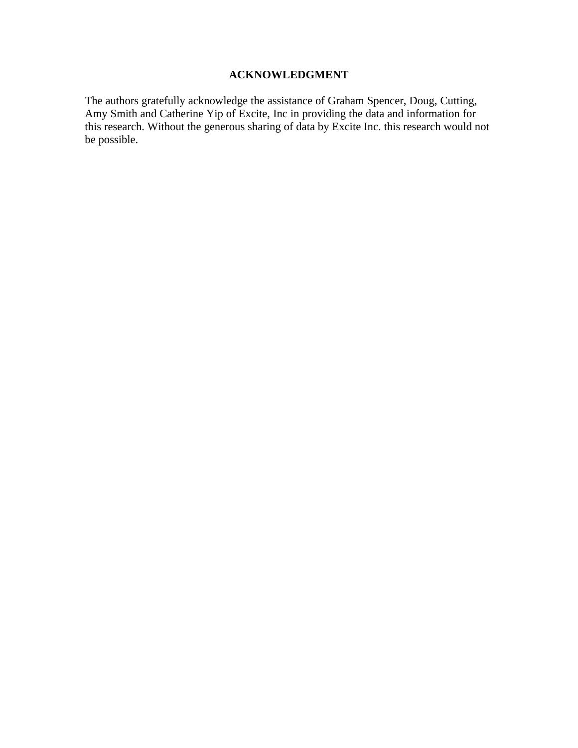## ACKNOWLEDGMENT

The authors gratefully acknowledge the assistance of Graham Spencer, Doug, Cutting, Amy Smith and Catherine Yip of Excite, Inc in providing the data and information for this research. Without the generous sharing of data by Excite Inc. this research would not be possible.